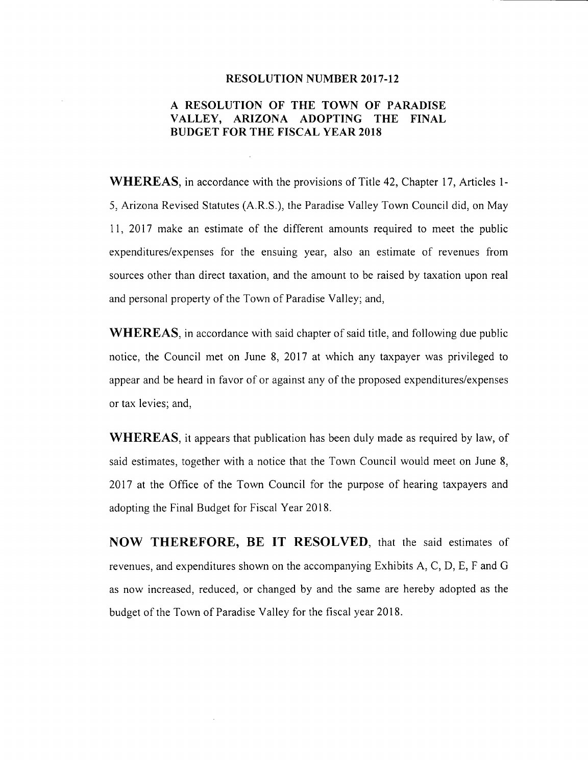**RESOLUTION NUMBER 2017-12**

**A RESOLUTION OF THE TOWN OF PARADISE VALLEY, ARIZONA ADOPTING THE FINAL BUDGET FOR THE FISCAL YEAR 2018**

**WHEREAS**, in accordance with the provisions of Title 42, Chapter 17, Articles 1-5, Arizona Revised Statutes (A.R.S.), the Paradise Valley Town Council did, on May 11, 2017 make an estimate of the different amounts required to meet the public expenditures/expenses for the ensuing year, also an estimate of revenues from sources other than direct taxation, and the amount to be raised by taxation upon real and personal property of the Town of Paradise Valley; and,

**WHEREAS**, in accordance with said chapter of said title, and following due public notice, the Council met on June 8, 2017 at which any taxpayer was privileged to appear and be heard in favor of or against any of the proposed expenditures/expenses or tax levies; and,

**WHEREAS**, it appears that publication has been duly made as required by law, of said estimates, together with a notice that the Town Council would meet on June 8, 2017 at the Office of the Town Council for the purpose of hearing taxpayers and adopting the Final Budget for Fiscal Year 2018.

**NOW THEREFORE, BE IT RESOLVED**, that the said estimates of revenues, and expenditures shown on the accompanying Exhibits A, C, D, E, F and G as now increased, reduced, or changed by and the same are hereby adopted as the budget of the Town of Paradise Valley for the fiscal year 2018.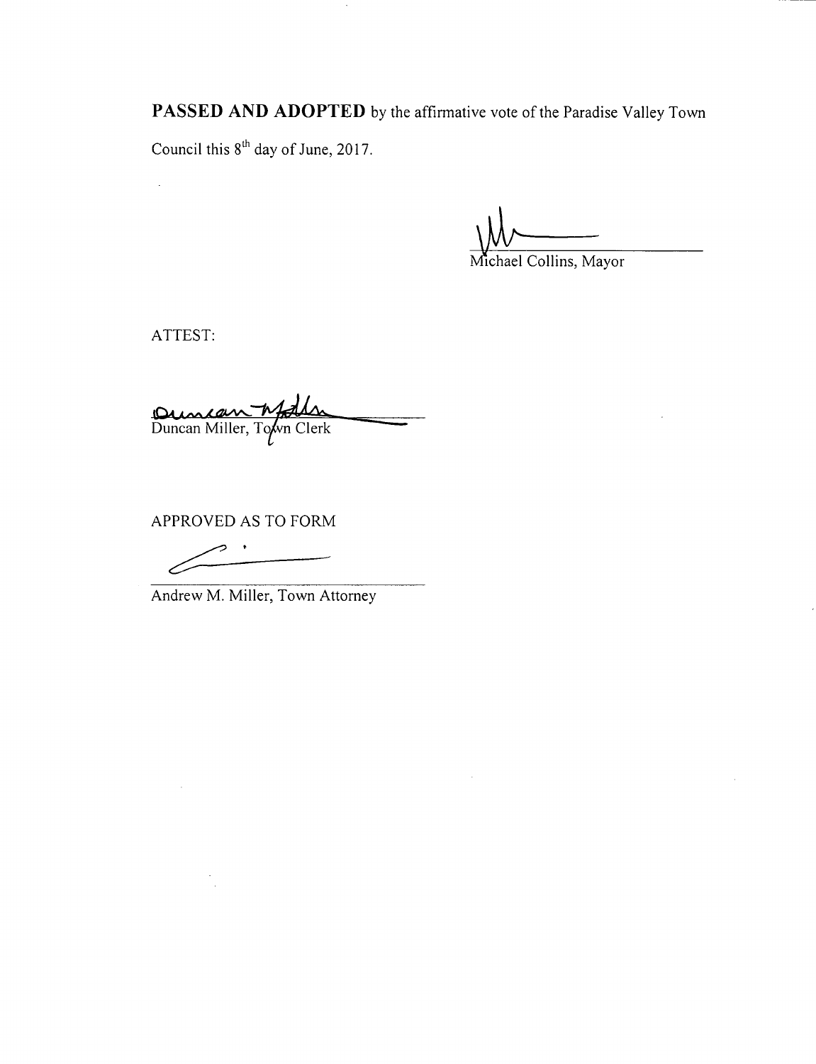**PASSED AND ADOPTED** by the affirmative vote of the Paradise Valley Town Council this 8th day of June, 2017.

Michael Collins, Mayor

ATTEST:

Duncan Miller, Town Clerk

APPROVED AS TO FORM

Andrew M. Miller, Town Attorney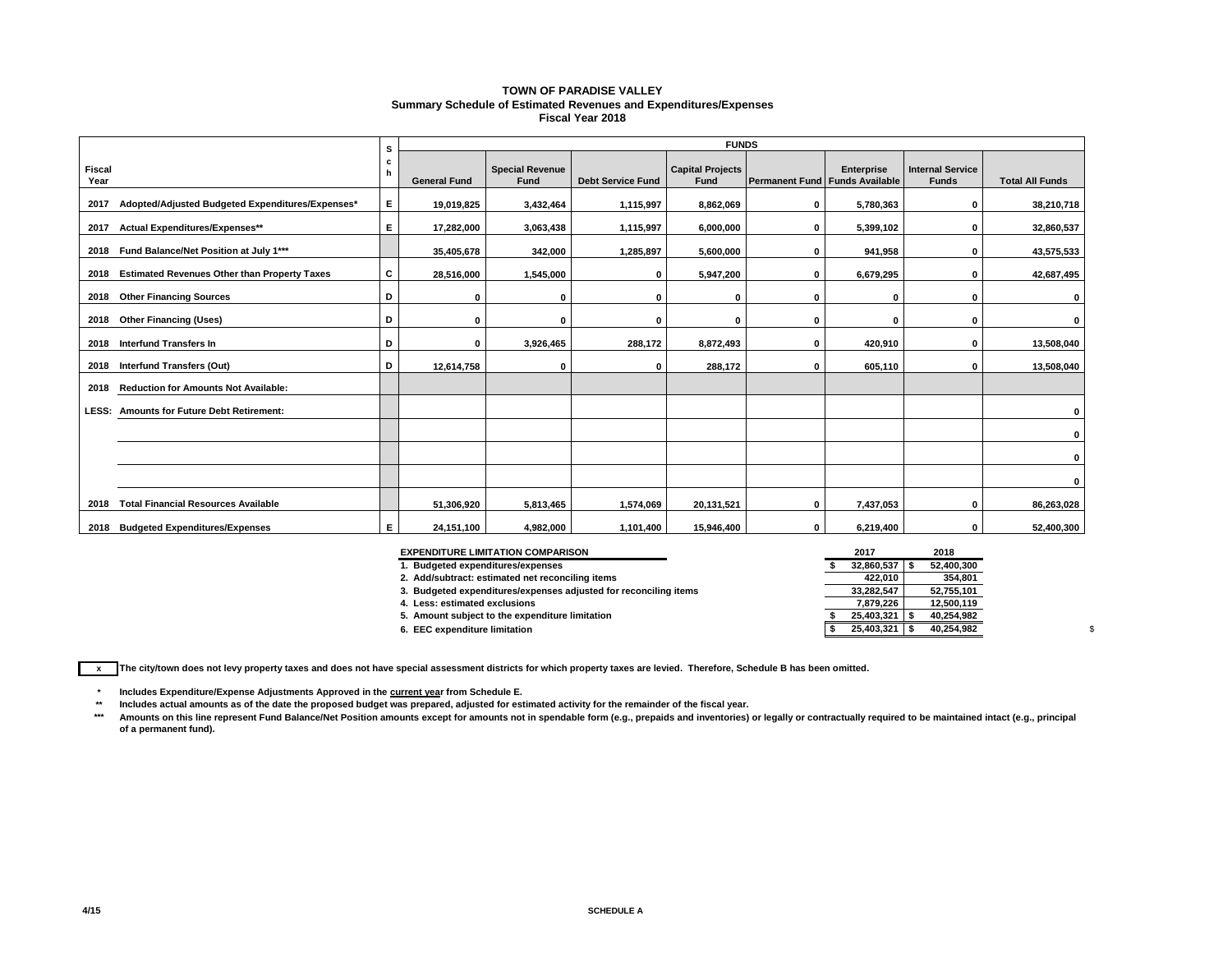# TOWN OF PARADISE VALLEY
## Summary Schedule of Estimated Revenues and Expenditures/Expenses
### Fiscal Year 2018

| Fiscal Year | | Sch | General Fund | Special Revenue Fund | Debt Service Fund | Capital Projects Fund | Permanent Fund | Enterprise Funds Available | Internal Service Funds | Total All Funds |
|---|---|---|---|---|---|---|---|---|---|---|
| | | | **FUNDS** | | | | | | | |
| 2017 | Adopted/Adjusted Budgeted Expenditures/Expenses* | E | 19,019,825 | 3,432,464 | 1,115,997 | 8,862,069 | 0 | 5,780,363 | 0 | 38,210,718 |
| 2017 | Actual Expenditures/Expenses** | E | 17,282,000 | 3,063,438 | 1,115,997 | 6,000,000 | 0 | 5,399,102 | 0 | 32,860,537 |
| 2018 | Fund Balance/Net Position at July 1*** | | 35,405,678 | 342,000 | 1,285,897 | 5,600,000 | 0 | 941,958 | 0 | 43,575,533 |
| 2018 | Estimated Revenues Other than Property Taxes | C | 28,516,000 | 1,545,000 | 0 | 5,947,200 | 0 | 6,679,295 | 0 | 42,687,495 |
| 2018 | Other Financing Sources | D | 0 | 0 | 0 | 0 | 0 | 0 | 0 | 0 |
| 2018 | Other Financing (Uses) | D | 0 | 0 | 0 | 0 | 0 | 0 | 0 | 0 |
| 2018 | Interfund Transfers In | D | 0 | 3,926,465 | 288,172 | 8,872,493 | 0 | 420,910 | 0 | 13,508,040 |
| 2018 | Interfund Transfers (Out) | D | 12,614,758 | 0 | 0 | 288,172 | 0 | 605,110 | 0 | 13,508,040 |
| 2018 | Reduction for Amounts Not Available: | | | | | | | | | |
| LESS: | Amounts for Future Debt Retirement: | | | | | | | | | 0 |
| | | | | | | | | | | 0 |
| | | | | | | | | | | 0 |
| | | | | | | | | | | 0 |
| 2018 | Total Financial Resources Available | | 51,306,920 | 5,813,465 | 1,574,069 | 20,131,521 | 0 | 7,437,053 | 0 | 86,263,028 |
| 2018 | Budgeted Expenditures/Expenses | E | 24,151,100 | 4,982,000 | 1,101,400 | 15,946,400 | 0 | 6,219,400 | 0 | 52,400,300 |

| EXPENDITURE LIMITATION COMPARISON | 2017 | 2018 |
|---|---|---|
| 1. Budgeted expenditures/expenses | $ 32,860,537 | $ 52,400,300 |
| 2. Add/subtract: estimated net reconciling items | 422,010 | 354,801 |
| 3. Budgeted expenditures/expenses adjusted for reconciling items | 33,282,547 | 52,755,101 |
| 4. Less: estimated exclusions | 7,879,226 | 12,500,119 |
| 5. Amount subject to the expenditure limitation | $ 25,403,321 | $ 40,254,982 |
| 6. EEC expenditure limitation | $ 25,403,321 | $ 40,254,982 |

[x] The city/town does not levy property taxes and does not have special assessment districts for which property taxes are levied. Therefore, Schedule B has been omitted.

\* Includes Expenditure/Expense Adjustments Approved in the current year from Schedule E.

\*\* Includes actual amounts as of the date the proposed budget was prepared, adjusted for estimated activity for the remainder of the fiscal year.

\*\*\* Amounts on this line represent Fund Balance/Net Position amounts except for amounts not in spendable form (e.g., prepaids and inventories) or legally or contractually required to be maintained intact (e.g., principal of a permanent fund).

4/15 SCHEDULE A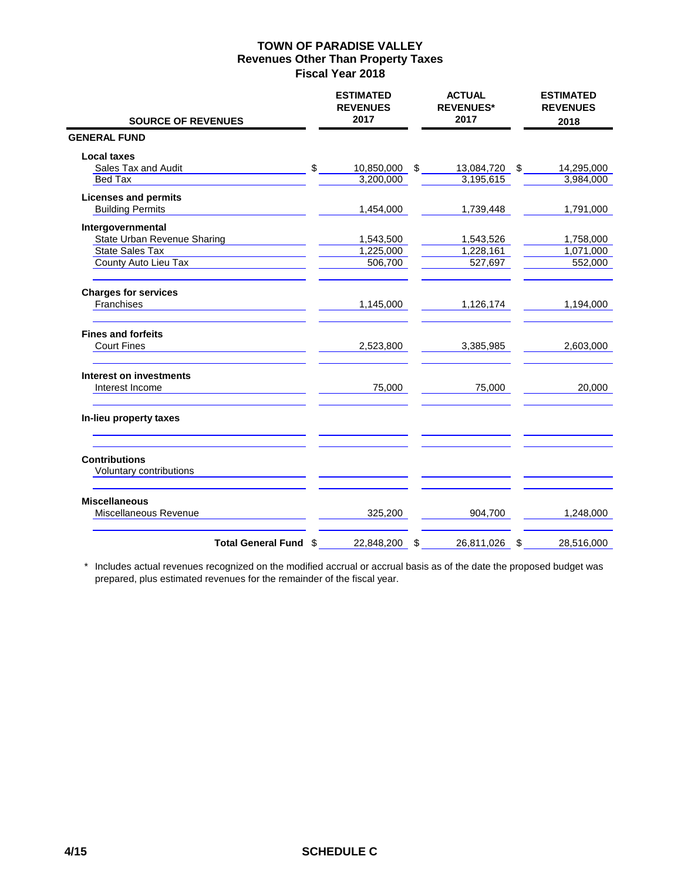# TOWN OF PARADISE VALLEY
## Revenues Other Than Property Taxes
## Fiscal Year 2018

| SOURCE OF REVENUES | ESTIMATED REVENUES 2017 | ACTUAL REVENUES* 2017 | ESTIMATED REVENUES 2018 |
|---|---|---|---|
| **GENERAL FUND** | | | |
| **Local taxes** | | | |
| Sales Tax and Audit | $ 10,850,000 | $ 13,084,720 | $ 14,295,000 |
| Bed Tax | 3,200,000 | 3,195,615 | 3,984,000 |
| **Licenses and permits** | | | |
| Building Permits | 1,454,000 | 1,739,448 | 1,791,000 |
| **Intergovernmental** | | | |
| State Urban Revenue Sharing | 1,543,500 | 1,543,526 | 1,758,000 |
| State Sales Tax | 1,225,000 | 1,228,161 | 1,071,000 |
| County Auto Lieu Tax | 506,700 | 527,697 | 552,000 |
| **Charges for services** | | | |
| Franchises | 1,145,000 | 1,126,174 | 1,194,000 |
| **Fines and forfeits** | | | |
| Court Fines | 2,523,800 | 3,385,985 | 2,603,000 |
| **Interest on investments** | | | |
| Interest Income | 75,000 | 75,000 | 20,000 |
| **In-lieu property taxes** | | | |
| **Contributions** | | | |
| Voluntary contributions | | | |
| **Miscellaneous** | | | |
| Miscellaneous Revenue | 325,200 | 904,700 | 1,248,000 |
| **Total General Fund** | $ 22,848,200 | $ 26,811,026 | $ 28,516,000 |

\* Includes actual revenues recognized on the modified accrual or accrual basis as of the date the proposed budget was prepared, plus estimated revenues for the remainder of the fiscal year.

4/15 **SCHEDULE C**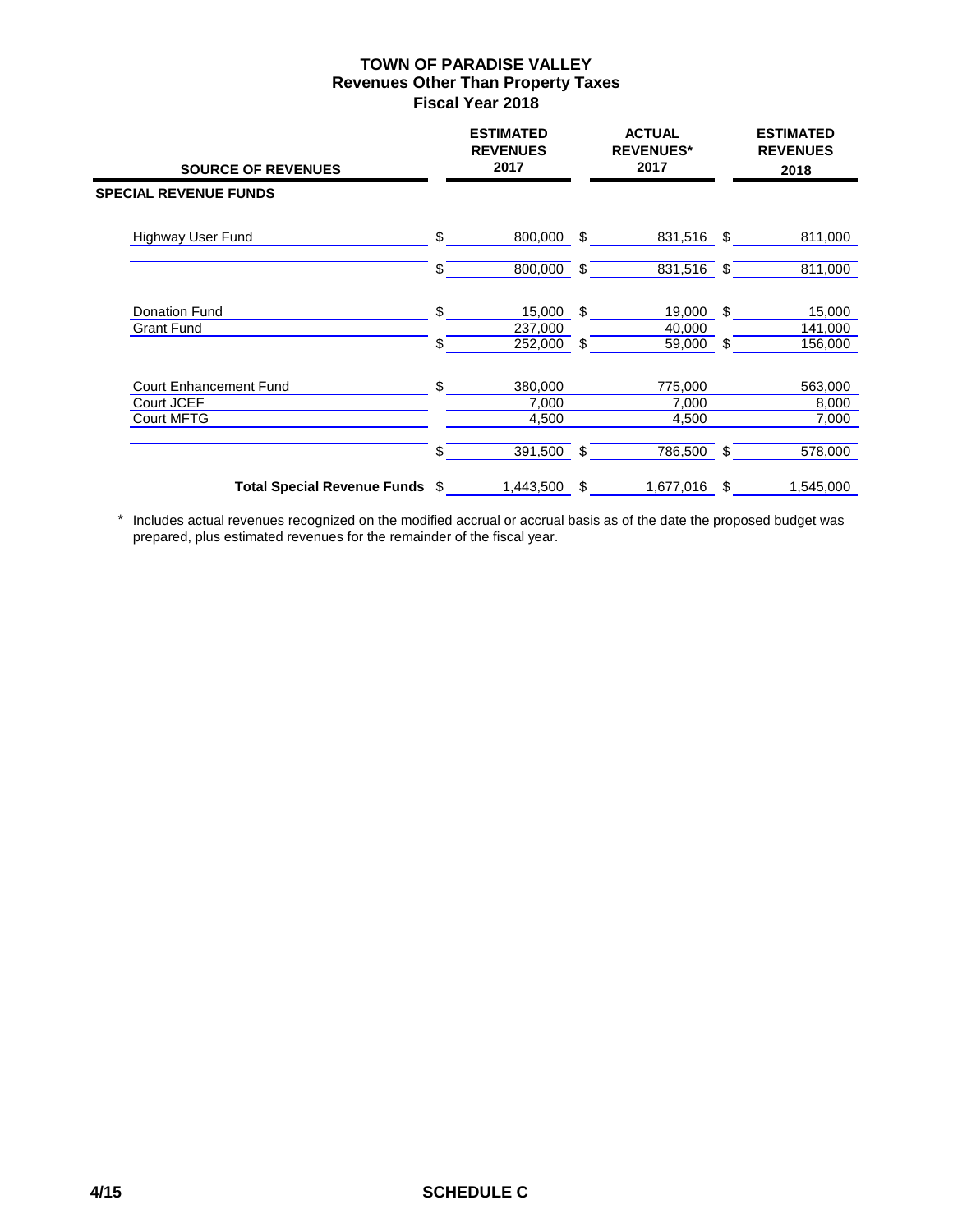# TOWN OF PARADISE VALLEY
## Revenues Other Than Property Taxes
## Fiscal Year 2018

| SOURCE OF REVENUES | ESTIMATED REVENUES 2017 | ACTUAL REVENUES* 2017 | ESTIMATED REVENUES 2018 |
|---|---|---|---|
| **SPECIAL REVENUE FUNDS** | | | |
| Highway User Fund | $ 800,000 | $ 831,516 | $ 811,000 |
| | $ 800,000 | $ 831,516 | $ 811,000 |
| Donation Fund | $ 15,000 | $ 19,000 | $ 15,000 |
| Grant Fund | 237,000 | 40,000 | 141,000 |
| | $ 252,000 | $ 59,000 | $ 156,000 |
| Court Enhancement Fund | $ 380,000 | 775,000 | 563,000 |
| Court JCEF | 7,000 | 7,000 | 8,000 |
| Court MFTG | 4,500 | 4,500 | 7,000 |
| | $ 391,500 | $ 786,500 | $ 578,000 |
| **Total Special Revenue Funds** | $ 1,443,500 | $ 1,677,016 | $ 1,545,000 |

\* Includes actual revenues recognized on the modified accrual or accrual basis as of the date the proposed budget was prepared, plus estimated revenues for the remainder of the fiscal year.

4/15 **SCHEDULE C**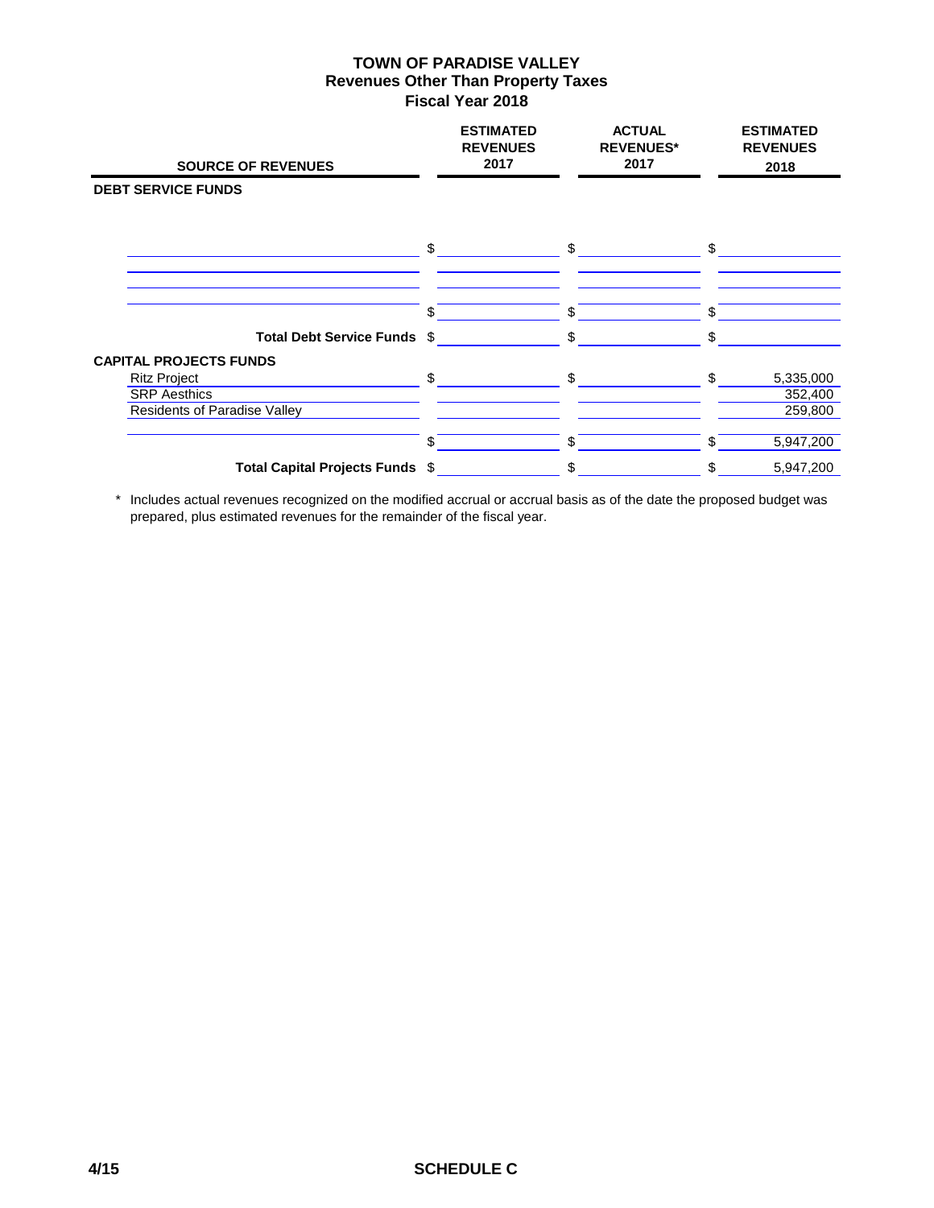# TOWN OF PARADISE VALLEY
## Revenues Other Than Property Taxes
## Fiscal Year 2018

| SOURCE OF REVENUES | ESTIMATED REVENUES 2017 | ACTUAL REVENUES* 2017 | ESTIMATED REVENUES 2018 |
|---|---|---|---|
| **DEBT SERVICE FUNDS** | | | |
| | $ | $ | $ |
| | | | |
| | | | |
| | $ | $ | $ |
| **Total Debt Service Funds** | $ | $ | $ |
| **CAPITAL PROJECTS FUNDS** | | | |
| Ritz Project | $ | $ | $ 5,335,000 |
| SRP Aesthics | | | 352,400 |
| Residents of Paradise Valley | | | 259,800 |
| | $ | $ | $ 5,947,200 |
| **Total Capital Projects Funds** | $ | $ | $ 5,947,200 |

\* Includes actual revenues recognized on the modified accrual or accrual basis as of the date the proposed budget was prepared, plus estimated revenues for the remainder of the fiscal year.

4/15 SCHEDULE C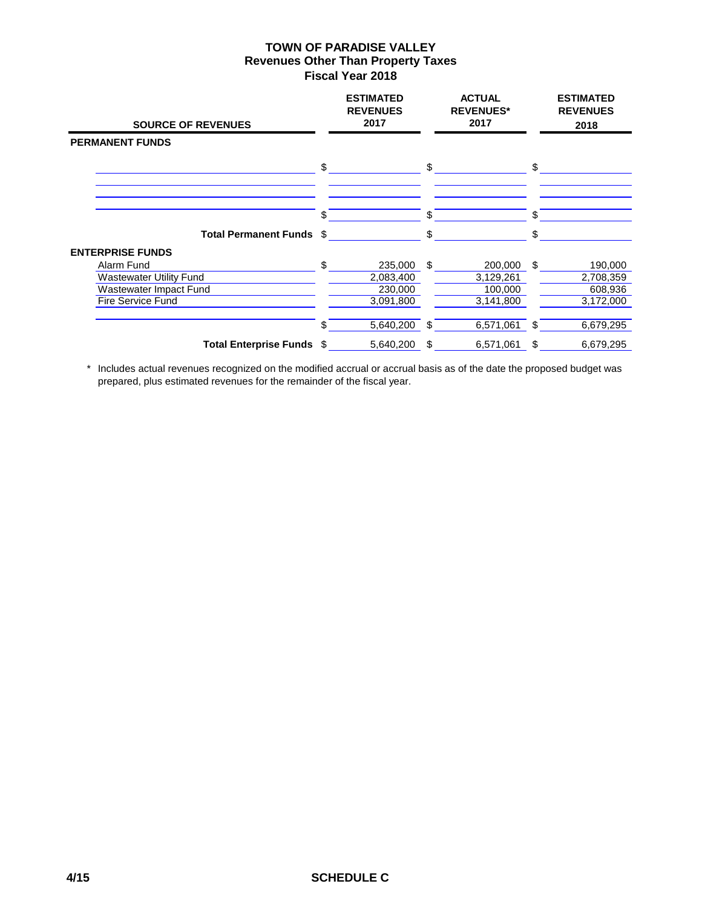# TOWN OF PARADISE VALLEY
## Revenues Other Than Property Taxes
### Fiscal Year 2018

| SOURCE OF REVENUES | ESTIMATED REVENUES 2017 | ACTUAL REVENUES* 2017 | ESTIMATED REVENUES 2018 |
|---|---|---|---|
| **PERMANENT FUNDS** | | | |
| | $ | $ | $ |
| | | | |
| | | | |
| | $ | $ | $ |
| **Total Permanent Funds** | $ | $ | $ |
| **ENTERPRISE FUNDS** | | | |
| Alarm Fund | $ 235,000 | $ 200,000 | $ 190,000 |
| Wastewater Utility Fund | 2,083,400 | 3,129,261 | 2,708,359 |
| Wastewater Impact Fund | 230,000 | 100,000 | 608,936 |
| Fire Service Fund | 3,091,800 | 3,141,800 | 3,172,000 |
| | $ 5,640,200 | $ 6,571,061 | $ 6,679,295 |
| **Total Enterprise Funds** | $ 5,640,200 | $ 6,571,061 | $ 6,679,295 |

\* Includes actual revenues recognized on the modified accrual or accrual basis as of the date the proposed budget was prepared, plus estimated revenues for the remainder of the fiscal year.

4/15 SCHEDULE C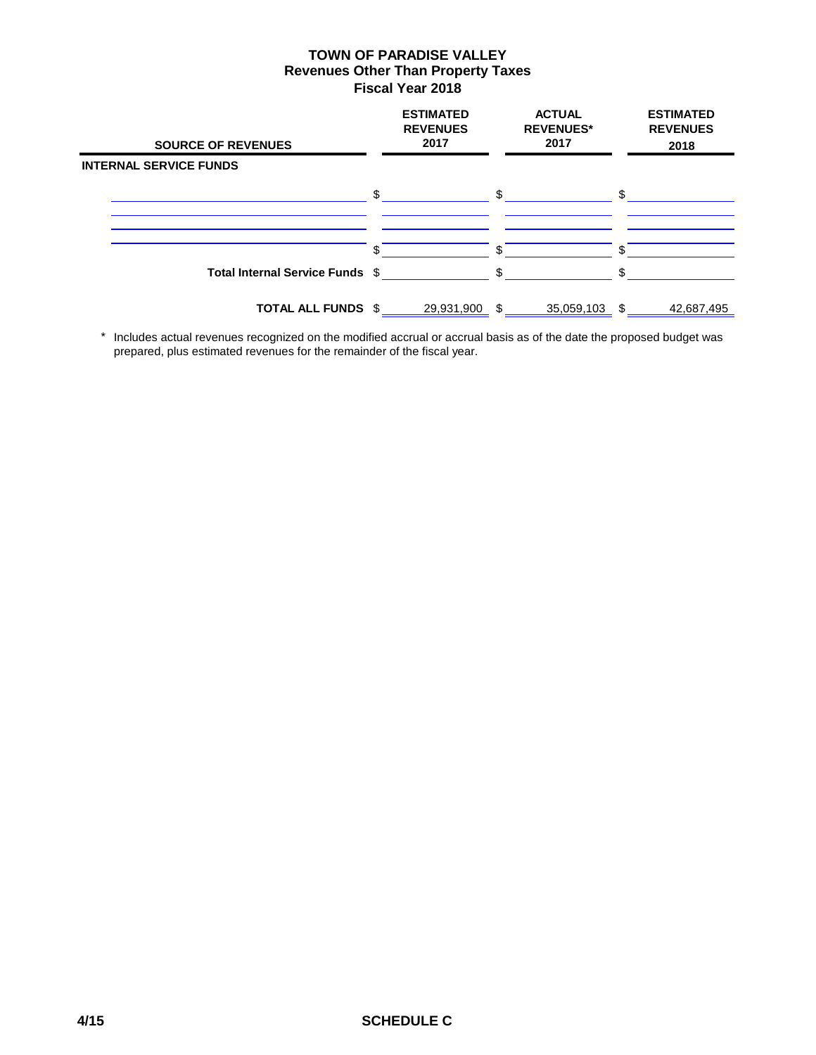# TOWN OF PARADISE VALLEY
## Revenues Other Than Property Taxes
### Fiscal Year 2018

| SOURCE OF REVENUES | ESTIMATED REVENUES 2017 | ACTUAL REVENUES* 2017 | ESTIMATED REVENUES 2018 |
|---|---|---|---|
| **INTERNAL SERVICE FUNDS** | | | |
| | $ | $ | $ |
| | | | |
| | | | |
| | $ | $ | $ |
| **Total Internal Service Funds** | $ | $ | $ |
| **TOTAL ALL FUNDS** | $ 29,931,900 | $ 35,059,103 | $ 42,687,495 |

\* Includes actual revenues recognized on the modified accrual or accrual basis as of the date the proposed budget was prepared, plus estimated revenues for the remainder of the fiscal year.

4/15 SCHEDULE C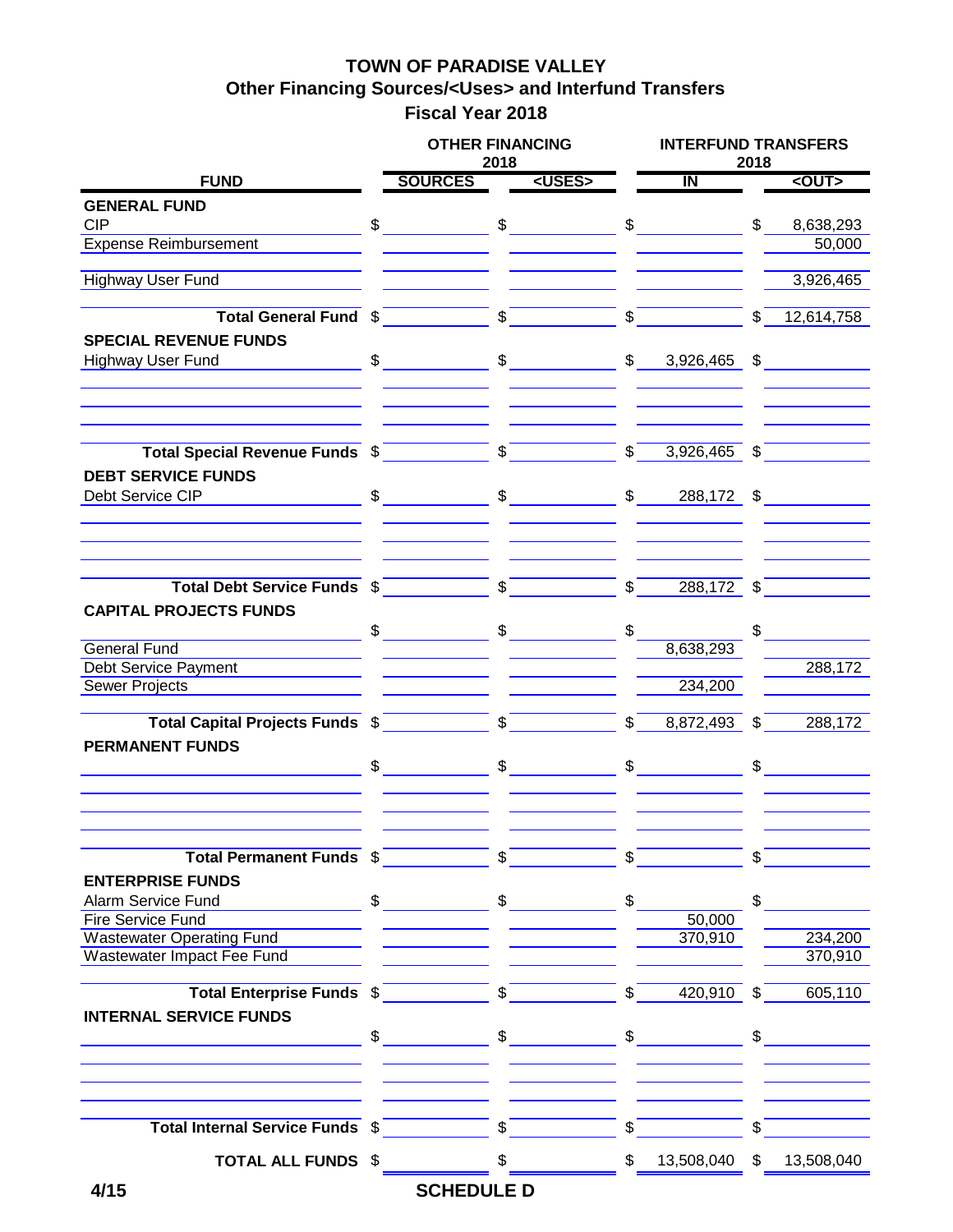# TOWN OF PARADISE VALLEY
## Other Financing Sources/<Uses> and Interfund Transfers
## Fiscal Year 2018

| FUND | OTHER FINANCING 2018 SOURCES | OTHER FINANCING 2018 <USES> | INTERFUND TRANSFERS 2018 IN | INTERFUND TRANSFERS 2018 <OUT> |
|---|---|---|---|---|
| **GENERAL FUND** | | | | |
| CIP | $ | $ | $ | $ 8,638,293 |
| Expense Reimbursement | | | | 50,000 |
| Highway User Fund | | | | 3,926,465 |
| **Total General Fund** | $ | $ | $ | $ 12,614,758 |
| **SPECIAL REVENUE FUNDS** | | | | |
| Highway User Fund | $ | $ | $ 3,926,465 | $ |
| **Total Special Revenue Funds** | $ | $ | $ 3,926,465 | $ |
| **DEBT SERVICE FUNDS** | | | | |
| Debt Service CIP | $ | $ | $ 288,172 | $ |
| **Total Debt Service Funds** | $ | $ | $ 288,172 | $ |
| **CAPITAL PROJECTS FUNDS** | | | | |
| | $ | $ | $ | $ |
| General Fund | | | 8,638,293 | |
| Debt Service Payment | | | | 288,172 |
| Sewer Projects | | | 234,200 | |
| **Total Capital Projects Funds** | $ | $ | $ 8,872,493 | $ 288,172 |
| **PERMANENT FUNDS** | | | | |
| | $ | $ | $ | $ |
| **Total Permanent Funds** | $ | $ | $ | $ |
| **ENTERPRISE FUNDS** | | | | |
| Alarm Service Fund | $ | $ | $ | $ |
| Fire Service Fund | | | 50,000 | |
| Wastewater Operating Fund | | | 370,910 | 234,200 |
| Wastewater Impact Fee Fund | | | | 370,910 |
| **Total Enterprise Funds** | $ | $ | $ 420,910 | $ 605,110 |
| **INTERNAL SERVICE FUNDS** | | | | |
| | $ | $ | $ | $ |
| **Total Internal Service Funds** | $ | $ | $ | $ |
| **TOTAL ALL FUNDS** | $ | $ | $ 13,508,040 | $ 13,508,040 |

4/15 SCHEDULE D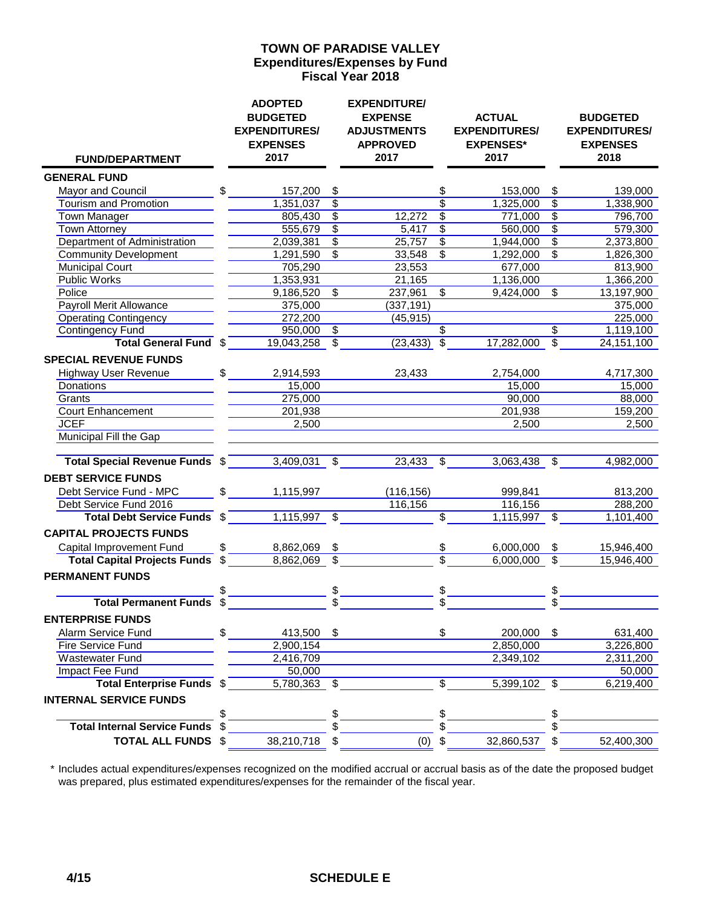# TOWN OF PARADISE VALLEY
## Expenditures/Expenses by Fund
### Fiscal Year 2018

| FUND/DEPARTMENT | ADOPTED BUDGETED EXPENDITURES/ EXPENSES 2017 | EXPENDITURE/ EXPENSE ADJUSTMENTS APPROVED 2017 | ACTUAL EXPENDITURES/ EXPENSES* 2017 | BUDGETED EXPENDITURES/ EXPENSES 2018 |
|---|---|---|---|---|
| **GENERAL FUND** | | | | |
| Mayor and Council | $ 157,200 | $ | $ 153,000 | $ 139,000 |
| Tourism and Promotion | 1,351,037 | $ | $ 1,325,000 | $ 1,338,900 |
| Town Manager | 805,430 | $ 12,272 | $ 771,000 | $ 796,700 |
| Town Attorney | 555,679 | $ 5,417 | $ 560,000 | $ 579,300 |
| Department of Administration | 2,039,381 | $ 25,757 | $ 1,944,000 | $ 2,373,800 |
| Community Development | 1,291,590 | $ 33,548 | $ 1,292,000 | $ 1,826,300 |
| Municipal Court | 705,290 | 23,553 | 677,000 | 813,900 |
| Public Works | 1,353,931 | 21,165 | 1,136,000 | 1,366,200 |
| Police | 9,186,520 | $ 237,961 | $ 9,424,000 | $ 13,197,900 |
| Payroll Merit Allowance | 375,000 | (337,191) | | 375,000 |
| Operating Contingency | 272,200 | (45,915) | | 225,000 |
| Contingency Fund | 950,000 | $ | $ | $ 1,119,100 |
| **Total General Fund** | $ 19,043,258 | $ (23,433) | $ 17,282,000 | $ 24,151,100 |
| **SPECIAL REVENUE FUNDS** | | | | |
| Highway User Revenue | $ 2,914,593 | 23,433 | 2,754,000 | 4,717,300 |
| Donations | 15,000 | | 15,000 | 15,000 |
| Grants | 275,000 | | 90,000 | 88,000 |
| Court Enhancement | 201,938 | | 201,938 | 159,200 |
| JCEF | 2,500 | | 2,500 | 2,500 |
| Municipal Fill the Gap | | | | |
| **Total Special Revenue Funds** | $ 3,409,031 | $ 23,433 | $ 3,063,438 | $ 4,982,000 |
| **DEBT SERVICE FUNDS** | | | | |
| Debt Service Fund - MPC | $ 1,115,997 | (116,156) | 999,841 | 813,200 |
| Debt Service Fund 2016 | | 116,156 | 116,156 | 288,200 |
| **Total Debt Service Funds** | $ 1,115,997 | $ | $ 1,115,997 | $ 1,101,400 |
| **CAPITAL PROJECTS FUNDS** | | | | |
| Capital Improvement Fund | $ 8,862,069 | $ | $ 6,000,000 | $ 15,946,400 |
| **Total Capital Projects Funds** | $ 8,862,069 | $ | $ 6,000,000 | $ 15,946,400 |
| **PERMANENT FUNDS** | | | | |
| | $ | $ | $ | $ |
| **Total Permanent Funds** | $ | $ | $ | $ |
| **ENTERPRISE FUNDS** | | | | |
| Alarm Service Fund | $ 413,500 | $ | $ 200,000 | $ 631,400 |
| Fire Service Fund | 2,900,154 | | 2,850,000 | 3,226,800 |
| Wastewater Fund | 2,416,709 | | 2,349,102 | 2,311,200 |
| Impact Fee Fund | 50,000 | | | 50,000 |
| **Total Enterprise Funds** | $ 5,780,363 | $ | $ 5,399,102 | $ 6,219,400 |
| **INTERNAL SERVICE FUNDS** | | | | |
| | $ | $ | $ | $ |
| **Total Internal Service Funds** | $ | $ | $ | $ |
| **TOTAL ALL FUNDS** | $ 38,210,718 | $ (0) | $ 32,860,537 | $ 52,400,300 |

\* Includes actual expenditures/expenses recognized on the modified accrual or accrual basis as of the date the proposed budget was prepared, plus estimated expenditures/expenses for the remainder of the fiscal year.

4/15

**SCHEDULE E**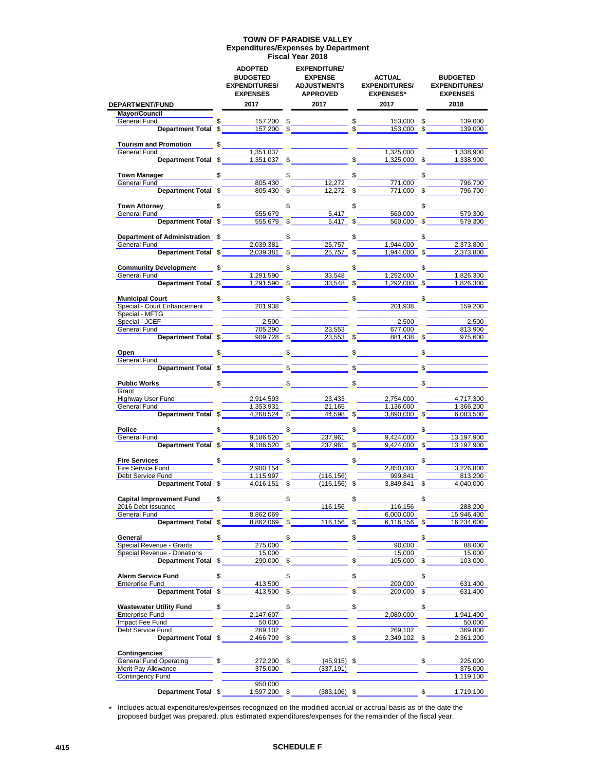# TOWN OF PARADISE VALLEY
## Expenditures/Expenses by Department
### Fiscal Year 2018

| DEPARTMENT/FUND | ADOPTED BUDGETED EXPENDITURES/ EXPENSES 2017 | EXPENDITURE/ EXPENSE ADJUSTMENTS APPROVED 2017 | ACTUAL EXPENDITURES/ EXPENSES* 2017 | BUDGETED EXPENDITURES/ EXPENSES 2018 |
|---|---|---|---|---|
| **Mayor/Council** | | | | |
| General Fund | $ 157,200 | $ | $ 153,000 | $ 139,000 |
| **Department Total** | $ 157,200 | $ | $ 153,000 | $ 139,000 |
| **Tourism and Promotion** | $ | | | |
| General Fund | 1,351,037 | | 1,325,000 | 1,338,900 |
| **Department Total** | $ 1,351,037 | $ | $ 1,325,000 | $ 1,338,900 |
| **Town Manager** | $ | $ | $ | $ |
| General Fund | 805,430 | 12,272 | 771,000 | 796,700 |
| **Department Total** | $ 805,430 | $ 12,272 | $ 771,000 | $ 796,700 |
| **Town Attorney** | $ | $ | $ | $ |
| General Fund | 555,679 | 5,417 | 560,000 | 579,300 |
| **Department Total** | $ 555,679 | $ 5,417 | $ 560,000 | $ 579,300 |
| **Department of Administration** | $ | $ | $ | $ |
| General Fund | 2,039,381 | 25,757 | 1,944,000 | 2,373,800 |
| **Department Total** | $ 2,039,381 | $ 25,757 | $ 1,944,000 | $ 2,373,800 |
| **Community Development** | $ | $ | $ | $ |
| General Fund | 1,291,590 | 33,548 | 1,292,000 | 1,826,300 |
| **Department Total** | $ 1,291,590 | $ 33,548 | $ 1,292,000 | $ 1,826,300 |
| **Municipal Court** | $ | $ | $ | $ |
| Special - Court Enhancement | 201,938 | | 201,938 | 159,200 |
| Special - MFTG | | | | |
| Special - JCEF | 2,500 | | 2,500 | 2,500 |
| General Fund | 705,290 | 23,553 | 677,000 | 813,900 |
| **Department Total** | $ 909,728 | $ 23,553 | $ 881,438 | $ 975,600 |
| **Open** | $ | $ | $ | $ |
| General Fund | | | | |
| **Department Total** | $ | $ | $ | $ |
| **Public Works** | $ | $ | $ | $ |
| Grant | | | | |
| Highway User Fund | 2,914,593 | 23,433 | 2,754,000 | 4,717,300 |
| General Fund | 1,353,931 | 21,165 | 1,136,000 | 1,366,200 |
| **Department Total** | $ 4,268,524 | $ 44,598 | $ 3,890,000 | $ 6,083,500 |
| **Police** | $ | $ | $ | $ |
| General Fund | 9,186,520 | 237,961 | 9,424,000 | 13,197,900 |
| **Department Total** | $ 9,186,520 | $ 237,961 | $ 9,424,000 | $ 13,197,900 |
| **Fire Services** | $ | $ | $ | $ |
| Fire Service Fund | 2,900,154 | | 2,850,000 | 3,226,800 |
| Debt Service Fund | 1,115,997 | (116,156) | 999,841 | 813,200 |
| **Department Total** | $ 4,016,151 | $ (116,156) | $ 3,849,841 | $ 4,040,000 |
| **Capital Improvement Fund** | $ | $ | $ | $ |
| 2016 Debt Issuance | | 116,156 | 116,156 | 288,200 |
| General Fund | 8,862,069 | | 6,000,000 | 15,946,400 |
| **Department Total** | $ 8,862,069 | $ 116,156 | $ 6,116,156 | $ 16,234,600 |
| **General** | $ | $ | $ | $ |
| Special Revenue - Grants | 275,000 | | 90,000 | 88,000 |
| Special Revenue - Donations | 15,000 | | 15,000 | 15,000 |
| **Department Total** | $ 290,000 | $ | $ 105,000 | $ 103,000 |
| **Alarm Service Fund** | $ | $ | $ | $ |
| Enterprise Fund | 413,500 | | 200,000 | 631,400 |
| **Department Total** | $ 413,500 | $ | $ 200,000 | $ 631,400 |
| **Wastewater Utility Fund** | $ | $ | $ | $ |
| Enterprise Fund | 2,147,607 | | 2,080,000 | 1,941,400 |
| Impact Fee Fund | 50,000 | | | 50,000 |
| Debt Service Fund | 269,102 | | 269,102 | 369,800 |
| **Department Total** | $ 2,466,709 | $ | $ 2,349,102 | $ 2,361,200 |
| **Contingencies** | | | | |
| General Fund Operating | $ 272,200 | $ (45,915) | $ | $ 225,000 |
| Merit Pay Allowance | 375,000 | (337,191) | | 375,000 |
| Contingency Fund | 950,000 | | | 1,119,100 |
| **Department Total** | $ 1,597,200 | $ (383,106) | $ | $ 1,719,100 |

\* Includes actual expenditures/expenses recognized on the modified accrual or accrual basis as of the date the proposed budget was prepared, plus estimated expenditures/expenses for the remainder of the fiscal year.

4/15 **SCHEDULE F**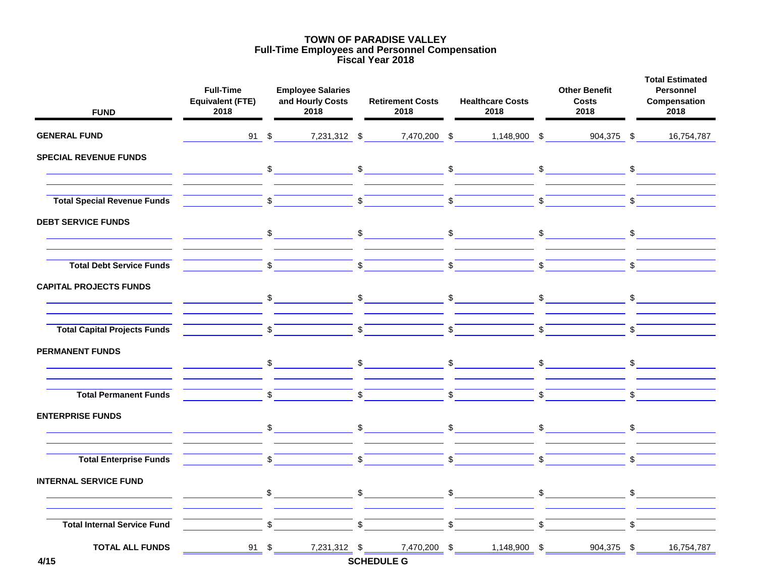# TOWN OF PARADISE VALLEY
## Full-Time Employees and Personnel Compensation
## Fiscal Year 2018

| FUND | Full-Time Equivalent (FTE) 2018 | Employee Salaries and Hourly Costs 2018 | Retirement Costs 2018 | Healthcare Costs 2018 | Other Benefit Costs 2018 | Total Estimated Personnel Compensation 2018 |
|---|---|---|---|---|---|---|
| **GENERAL FUND** | 91 | $ 7,231,312 | $ 7,470,200 | $ 1,148,900 | $ 904,375 | $ 16,754,787 |
| **SPECIAL REVENUE FUNDS** | | | | | | |
| | | $ | $ | $ | $ | $ |
| **Total Special Revenue Funds** | | $ | $ | $ | $ | $ |
| **DEBT SERVICE FUNDS** | | | | | | |
| | | $ | $ | $ | $ | $ |
| **Total Debt Service Funds** | | $ | $ | $ | $ | $ |
| **CAPITAL PROJECTS FUNDS** | | | | | | |
| | | $ | $ | $ | $ | $ |
| **Total Capital Projects Funds** | | $ | $ | $ | $ | $ |
| **PERMANENT FUNDS** | | | | | | |
| | | $ | $ | $ | $ | $ |
| **Total Permanent Funds** | | $ | $ | $ | $ | $ |
| **ENTERPRISE FUNDS** | | | | | | |
| | | $ | $ | $ | $ | $ |
| **Total Enterprise Funds** | | $ | $ | $ | $ | $ |
| **INTERNAL SERVICE FUND** | | | | | | |
| | | $ | $ | $ | $ | $ |
| **Total Internal Service Fund** | | $ | $ | $ | $ | $ |
| **TOTAL ALL FUNDS** | 91 | $ 7,231,312 | $ 7,470,200 | $ 1,148,900 | $ 904,375 | $ 16,754,787 |

4/15

**SCHEDULE G**